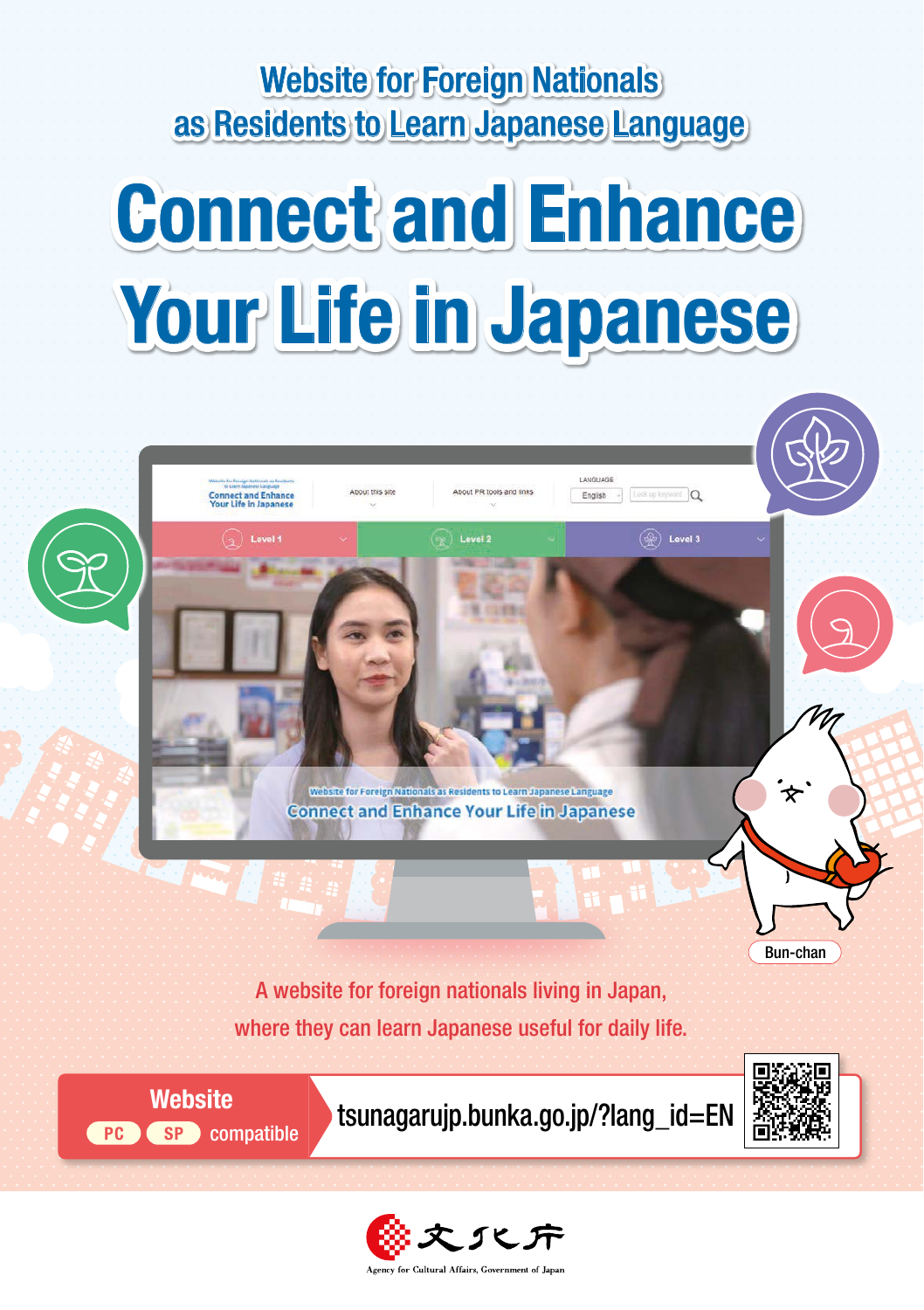## Website for Foreign Nationals as Residents to Learn Japanese Language

# Connect and Enhance Your Life in Japanese

Bun-chan

A website for foreign nationals living in Japan, where they can learn Japanese useful for daily life.

**Website**
PC SP compatible

tsunagarujp.bunka.go.jp/?lang_id=EN

文化庁
Agency for Cultural Affairs, Government of Japan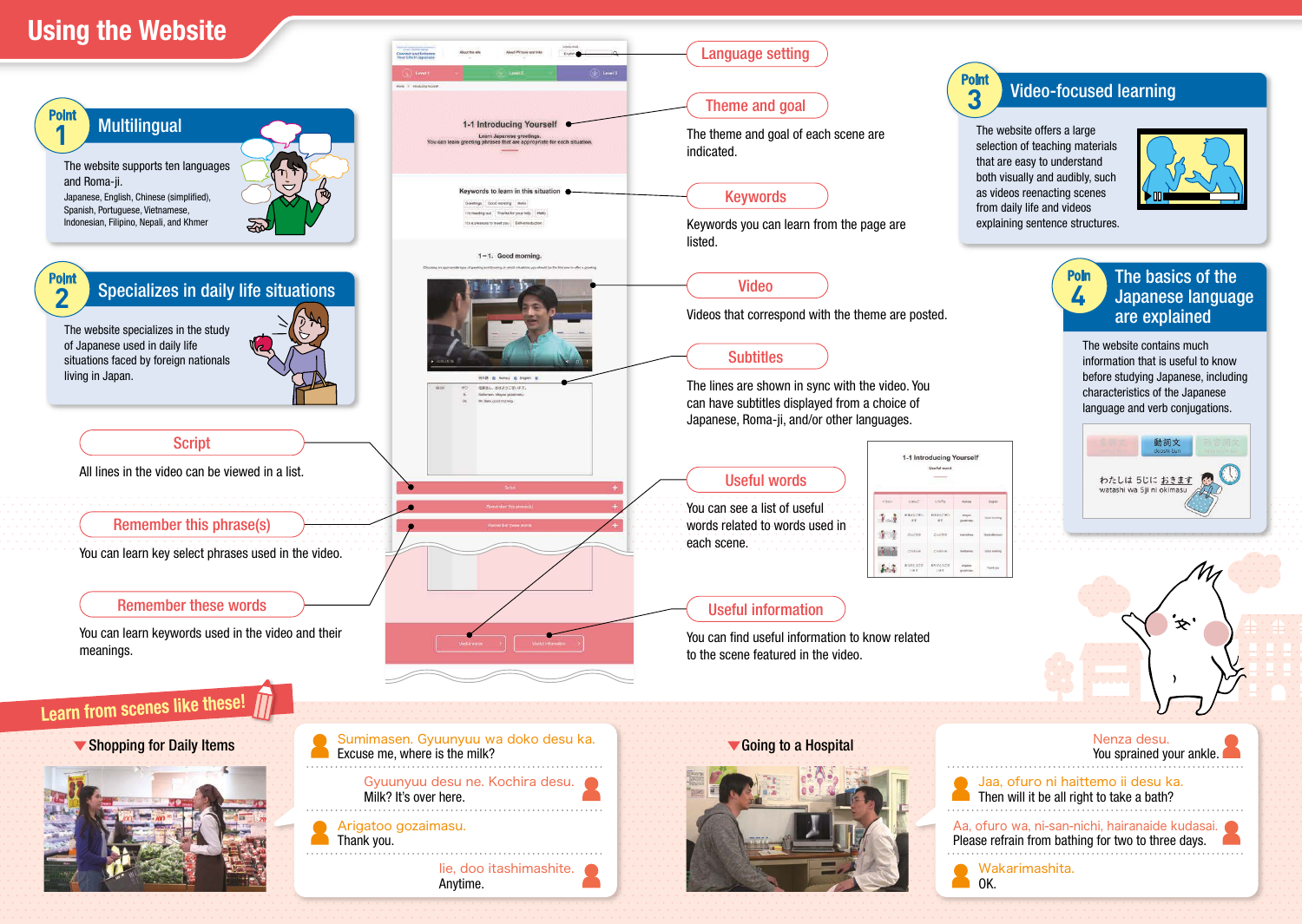# Using the Website

## Point 1 Multilingual

The website supports ten languages and Roma-ji.

Japanese, English, Chinese (simplified), Spanish, Portuguese, Vietnamese, Indonesian, Filipino, Nepali, and Khmer

## Point 2 Specializes in daily life situations

The website specializes in the study of Japanese used in daily life situations faced by foreign nationals living in Japan.

**Script**

All lines in the video can be viewed in a list.

**Remember this phrase(s)**

You can learn key select phrases used in the video.

**Remember these words**

You can learn keywords used in the video and their meanings.

**Language setting**

**Theme and goal**

The theme and goal of each scene are indicated.

**Keywords**

Keywords you can learn from the page are listed.

**Video**

Videos that correspond with the theme are posted.

**Subtitles**

The lines are shown in sync with the video. You can have subtitles displayed from a choice of Japanese, Roma-ji, and/or other languages.

**Useful words**

You can see a list of useful words related to words used in each scene.

**Useful information**

You can find useful information to know related to the scene featured in the video.

## Point 3 Video-focused learning

The website offers a large selection of teaching materials that are easy to understand both visually and audibly, such as videos reenacting scenes from daily life and videos explaining sentence structures.

## Point 4 The basics of the Japanese language are explained

The website contains much information that is useful to know before studying Japanese, including characteristics of the Japanese language and verb conjugations.

## Learn from scenes like these!

### Shopping for Daily Items

Sumimasen. Gyuunyuu wa doko desu ka.
Excuse me, where is the milk?

Gyuunyuu desu ne. Kochira desu.
Milk? It's over here.

Arigatoo gozaimasu.
Thank you.

Iie, doo itashimashite.
Anytime.

### Going to a Hospital

Nenza desu.
You sprained your ankle.

Jaa, ofuro ni haittemo ii desu ka.
Then will it be all right to take a bath?

Aa, ofuro wa, ni-san-nichi, hairanaide kudasai.
Please refrain from bathing for two to three days.

Wakarimashita.
OK.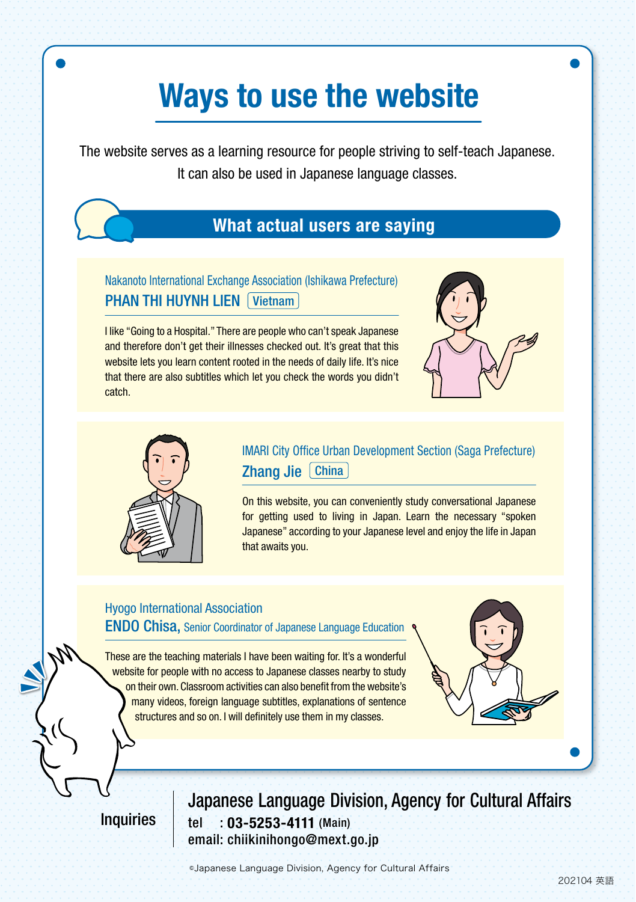# Ways to use the website

The website serves as a learning resource for people striving to self-teach Japanese.
It can also be used in Japanese language classes.

## What actual users are saying

Nakanoto International Exchange Association (Ishikawa Prefecture)
**PHAN THI HUYNH LIEN** Vietnam

I like “Going to a Hospital.” There are people who can’t speak Japanese and therefore don’t get their illnesses checked out. It’s great that this website lets you learn content rooted in the needs of daily life. It’s nice that there are also subtitles which let you check the words you didn’t catch.

IMARI City Office Urban Development Section (Saga Prefecture)
**Zhang Jie** China

On this website, you can conveniently study conversational Japanese for getting used to living in Japan. Learn the necessary “spoken Japanese” according to your Japanese level and enjoy the life in Japan that awaits you.

Hyogo International Association
**ENDO Chisa,** Senior Coordinator of Japanese Language Education

These are the teaching materials I have been waiting for. It’s a wonderful website for people with no access to Japanese classes nearby to study on their own. Classroom activities can also benefit from the website’s many videos, foreign language subtitles, explanations of sentence structures and so on. I will definitely use them in my classes.

Inquiries

Japanese Language Division, Agency for Cultural Affairs
tel : **03-5253-4111** (Main)
email: chiikinihongo@mext.go.jp

©Japanese Language Division, Agency for Cultural Affairs

202104 英語